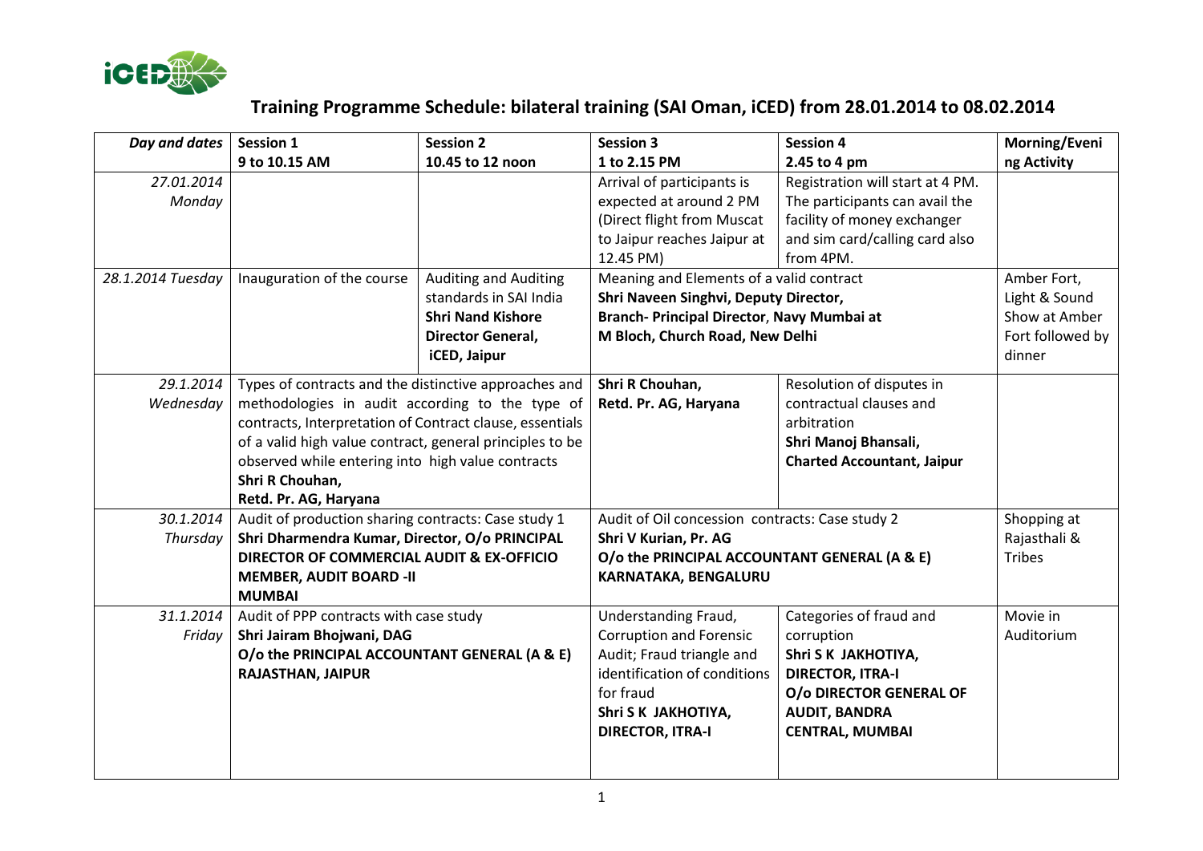iCED

# Training Programme Schedule: bilateral training (SAI Oman, iCED) from 28.01.2014 to 08.02.2014

| *Day and dates* | **Session 1** 9 to 10.15 AM | **Session 2** 10.45 to 12 noon | **Session 3** 1 to 2.15 PM | **Session 4** 2.45 to 4 pm | **Morning/Evening Activity** |
|---|---|---|---|---|---|
| *27.01.2014 Monday* | | | Arrival of participants is expected at around 2 PM (Direct flight from Muscat to Jaipur reaches Jaipur at 12.45 PM) | Registration will start at 4 PM. The participants can avail the facility of money exchanger and sim card/calling card also from 4PM. | |
| *28.1.2014 Tuesday* | Inauguration of the course | Auditing and Auditing standards in SAI India **Shri Nand Kishore Director General, iCED, Jaipur** | Meaning and Elements of a valid contract **Shri Naveen Singhvi, Deputy Director, Branch- Principal Director, Navy Mumbai at M Bloch, Church Road, New Delhi** | | Amber Fort, Light & Sound Show at Amber Fort followed by dinner |
| *29.1.2014 Wednesday* | Types of contracts and the distinctive approaches and methodologies in audit according to the type of contracts, Interpretation of Contract clause, essentials of a valid high value contract, general principles to be observed while entering into high value contracts **Shri R Chouhan, Retd. Pr. AG, Haryana** | | **Shri R Chouhan, Retd. Pr. AG, Haryana** | Resolution of disputes in contractual clauses and arbitration **Shri Manoj Bhansali, Charted Accountant, Jaipur** | |
| *30.1.2014 Thursday* | Audit of production sharing contracts: Case study 1 **Shri Dharmendra Kumar, Director, O/o PRINCIPAL DIRECTOR OF COMMERCIAL AUDIT & EX-OFFICIO MEMBER, AUDIT BOARD -II MUMBAI** | | Audit of Oil concession contracts: Case study 2 **Shri V Kurian, Pr. AG O/o the PRINCIPAL ACCOUNTANT GENERAL (A & E) KARNATAKA, BENGALURU** | | Shopping at Rajasthali & Tribes |
| *31.1.2014 Friday* | Audit of PPP contracts with case study **Shri Jairam Bhojwani, DAG O/o the PRINCIPAL ACCOUNTANT GENERAL (A & E) RAJASTHAN, JAIPUR** | | Understanding Fraud, Corruption and Forensic Audit; Fraud triangle and identification of conditions for fraud **Shri S K JAKHOTIYA, DIRECTOR, ITRA-I** | Categories of fraud and corruption **Shri S K JAKHOTIYA, DIRECTOR, ITRA-I O/o DIRECTOR GENERAL OF AUDIT, BANDRA CENTRAL, MUMBAI** | Movie in Auditorium |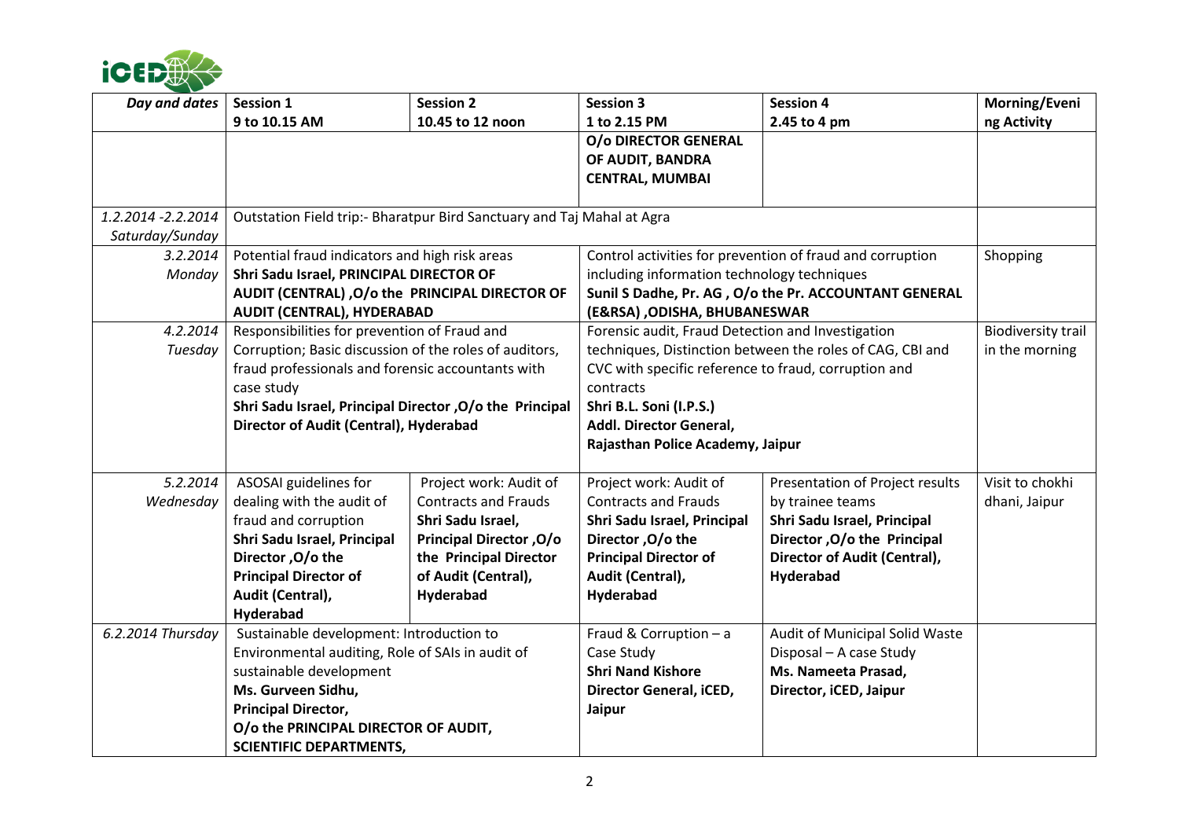| *Day and dates* | **Session 1** **9 to 10.15 AM** | **Session 2** **10.45 to 12 noon** | **Session 3** **1 to 2.15 PM** | **Session 4** **2.45 to 4 pm** | **Morning/Evening Activity** |
|---|---|---|---|---|---|
| | | | **O/o DIRECTOR GENERAL OF AUDIT, BANDRA CENTRAL, MUMBAI** | | |
| *1.2.2014 -2.2.2014 Saturday/Sunday* | Outstation Field trip:- Bharatpur Bird Sanctuary and Taj Mahal at Agra | | | | |
| *3.2.2014 Monday* | Potential fraud indicators and high risk areas **Shri Sadu Israel, PRINCIPAL DIRECTOR OF AUDIT (CENTRAL) ,O/o the PRINCIPAL DIRECTOR OF AUDIT (CENTRAL), HYDERABAD** | | Control activities for prevention of fraud and corruption including information technology techniques **Sunil S Dadhe, Pr. AG , O/o the Pr. ACCOUNTANT GENERAL (E&RSA) ,ODISHA, BHUBANESWAR** | | Shopping |
| *4.2.2014 Tuesday* | Responsibilities for prevention of Fraud and Corruption; Basic discussion of the roles of auditors, fraud professionals and forensic accountants with case study **Shri Sadu Israel, Principal Director ,O/o the Principal Director of Audit (Central), Hyderabad** | | Forensic audit, Fraud Detection and Investigation techniques, Distinction between the roles of CAG, CBI and CVC with specific reference to fraud, corruption and contracts **Shri B.L. Soni (I.P.S.) Addl. Director General, Rajasthan Police Academy, Jaipur** | | Biodiversity trail in the morning |
| *5.2.2014 Wednesday* | ASOSAI guidelines for dealing with the audit of fraud and corruption **Shri Sadu Israel, Principal Director ,O/o the Principal Director of Audit (Central), Hyderabad** | Project work: Audit of Contracts and Frauds **Shri Sadu Israel, Principal Director ,O/o the Principal Director of Audit (Central), Hyderabad** | Project work: Audit of Contracts and Frauds **Shri Sadu Israel, Principal Director ,O/o the Principal Director of Audit (Central), Hyderabad** | Presentation of Project results by trainee teams **Shri Sadu Israel, Principal Director ,O/o the Principal Director of Audit (Central), Hyderabad** | Visit to chokhi dhani, Jaipur |
| *6.2.2014 Thursday* | Sustainable development: Introduction to Environmental auditing, Role of SAIs in audit of sustainable development **Ms. Gurveen Sidhu, Principal Director, O/o the PRINCIPAL DIRECTOR OF AUDIT, SCIENTIFIC DEPARTMENTS,** | | Fraud & Corruption – a Case Study **Shri Nand Kishore Director General, iCED, Jaipur** | Audit of Municipal Solid Waste Disposal – A case Study **Ms. Nameeta Prasad, Director, iCED, Jaipur** | |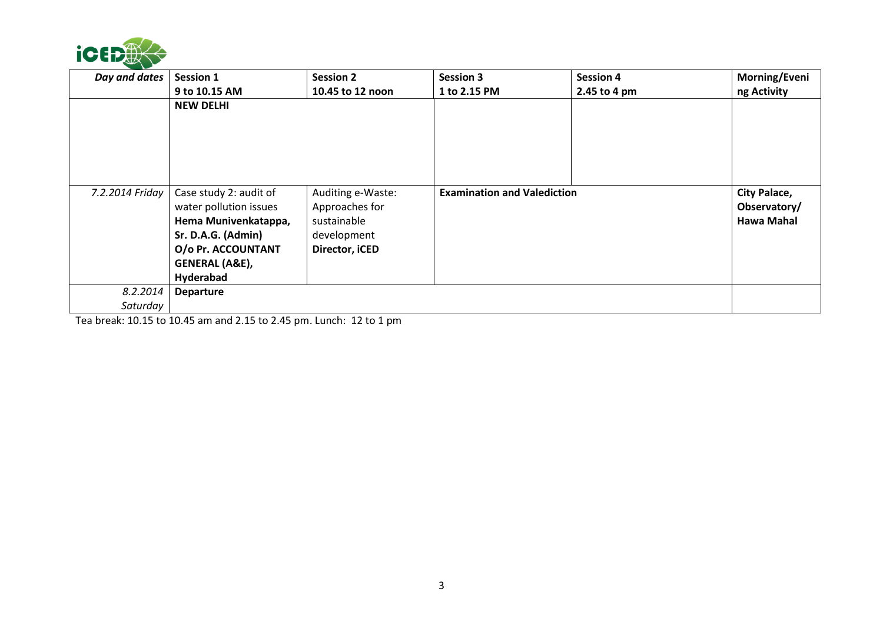| *Day and dates* | **Session 1** <br> **9 to 10.15 AM** | **Session 2** <br> **10.45 to 12 noon** | **Session 3** <br> **1 to 2.15 PM** | **Session 4** <br> **2.45 to 4 pm** | **Morning/Evening Activity** |
|---|---|---|---|---|---|
| | **NEW DELHI** | | | | |
| *7.2.2014 Friday* | Case study 2: audit of water pollution issues **Hema Munivenkatappa, Sr. D.A.G. (Admin) O/o Pr. ACCOUNTANT GENERAL (A&E), Hyderabad** | Auditing e-Waste: Approaches for sustainable development **Director, iCED** | **Examination and Valediction** | | **City Palace, Observatory/ Hawa Mahal** |
| *8.2.2014 Saturday* | **Departure** | | | | |

Tea break: 10.15 to 10.45 am and 2.15 to 2.45 pm. Lunch: 12 to 1 pm